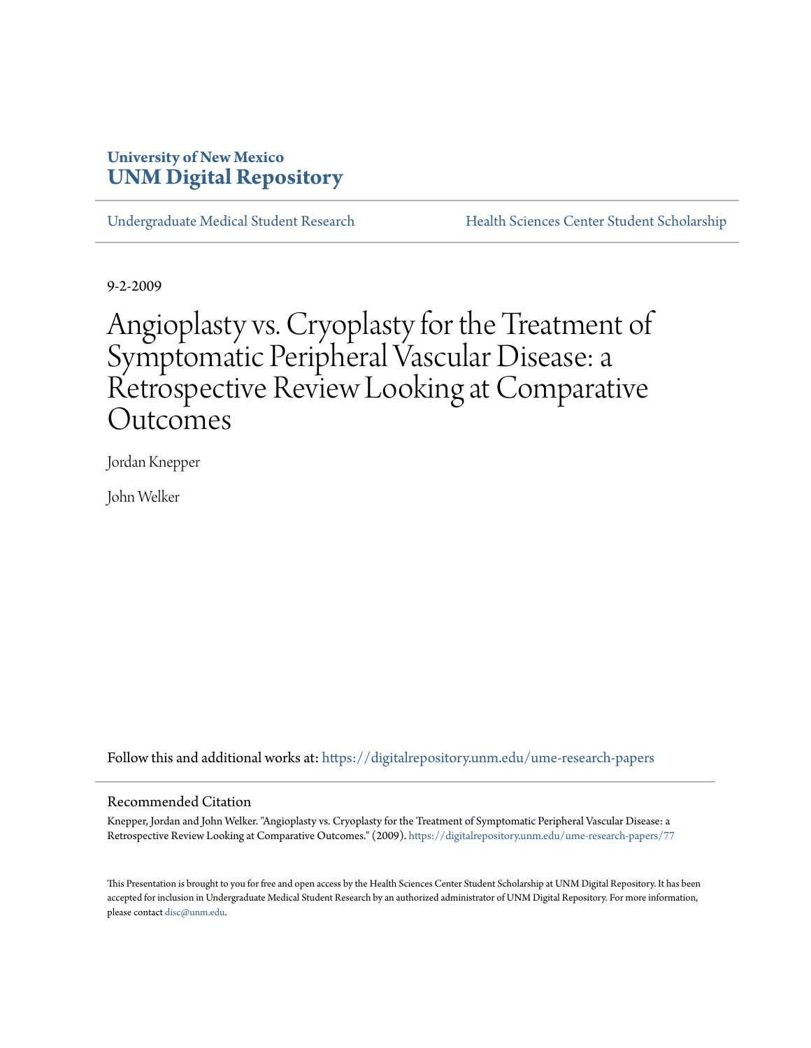University of New Mexico
**UNM Digital Repository**

Undergraduate Medical Student Research | Health Sciences Center Student Scholarship

9-2-2009

# Angioplasty vs. Cryoplasty for the Treatment of Symptomatic Peripheral Vascular Disease: a Retrospective Review Looking at Comparative Outcomes

Jordan Knepper

John Welker

Follow this and additional works at: https://digitalrepository.unm.edu/ume-research-papers

## Recommended Citation

Knepper, Jordan and John Welker. "Angioplasty vs. Cryoplasty for the Treatment of Symptomatic Peripheral Vascular Disease: a Retrospective Review Looking at Comparative Outcomes." (2009). https://digitalrepository.unm.edu/ume-research-papers/77

This Presentation is brought to you for free and open access by the Health Sciences Center Student Scholarship at UNM Digital Repository. It has been accepted for inclusion in Undergraduate Medical Student Research by an authorized administrator of UNM Digital Repository. For more information, please contact disc@unm.edu.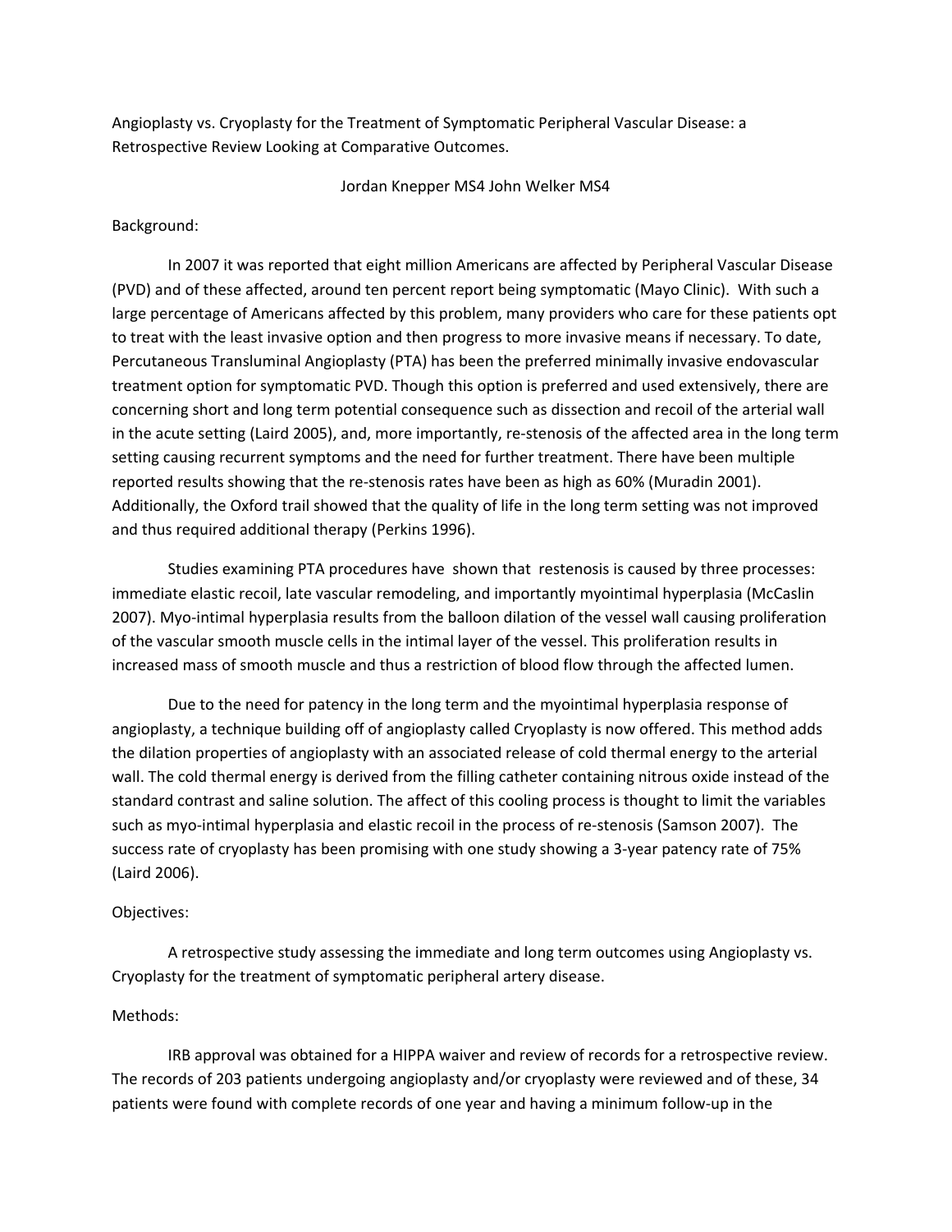Angioplasty vs. Cryoplasty for the Treatment of Symptomatic Peripheral Vascular Disease: a Retrospective Review Looking at Comparative Outcomes.

Jordan Knepper MS4 John Welker MS4

Background:

In 2007 it was reported that eight million Americans are affected by Peripheral Vascular Disease (PVD) and of these affected, around ten percent report being symptomatic (Mayo Clinic). With such a large percentage of Americans affected by this problem, many providers who care for these patients opt to treat with the least invasive option and then progress to more invasive means if necessary. To date, Percutaneous Transluminal Angioplasty (PTA) has been the preferred minimally invasive endovascular treatment option for symptomatic PVD. Though this option is preferred and used extensively, there are concerning short and long term potential consequence such as dissection and recoil of the arterial wall in the acute setting (Laird 2005), and, more importantly, re-stenosis of the affected area in the long term setting causing recurrent symptoms and the need for further treatment. There have been multiple reported results showing that the re-stenosis rates have been as high as 60% (Muradin 2001). Additionally, the Oxford trail showed that the quality of life in the long term setting was not improved and thus required additional therapy (Perkins 1996).

Studies examining PTA procedures have shown that restenosis is caused by three processes: immediate elastic recoil, late vascular remodeling, and importantly myointimal hyperplasia (McCaslin 2007). Myo-intimal hyperplasia results from the balloon dilation of the vessel wall causing proliferation of the vascular smooth muscle cells in the intimal layer of the vessel. This proliferation results in increased mass of smooth muscle and thus a restriction of blood flow through the affected lumen.

Due to the need for patency in the long term and the myointimal hyperplasia response of angioplasty, a technique building off of angioplasty called Cryoplasty is now offered. This method adds the dilation properties of angioplasty with an associated release of cold thermal energy to the arterial wall. The cold thermal energy is derived from the filling catheter containing nitrous oxide instead of the standard contrast and saline solution. The affect of this cooling process is thought to limit the variables such as myo-intimal hyperplasia and elastic recoil in the process of re-stenosis (Samson 2007). The success rate of cryoplasty has been promising with one study showing a 3-year patency rate of 75% (Laird 2006).

Objectives:

A retrospective study assessing the immediate and long term outcomes using Angioplasty vs. Cryoplasty for the treatment of symptomatic peripheral artery disease.

Methods:

IRB approval was obtained for a HIPPA waiver and review of records for a retrospective review. The records of 203 patients undergoing angioplasty and/or cryoplasty were reviewed and of these, 34 patients were found with complete records of one year and having a minimum follow-up in the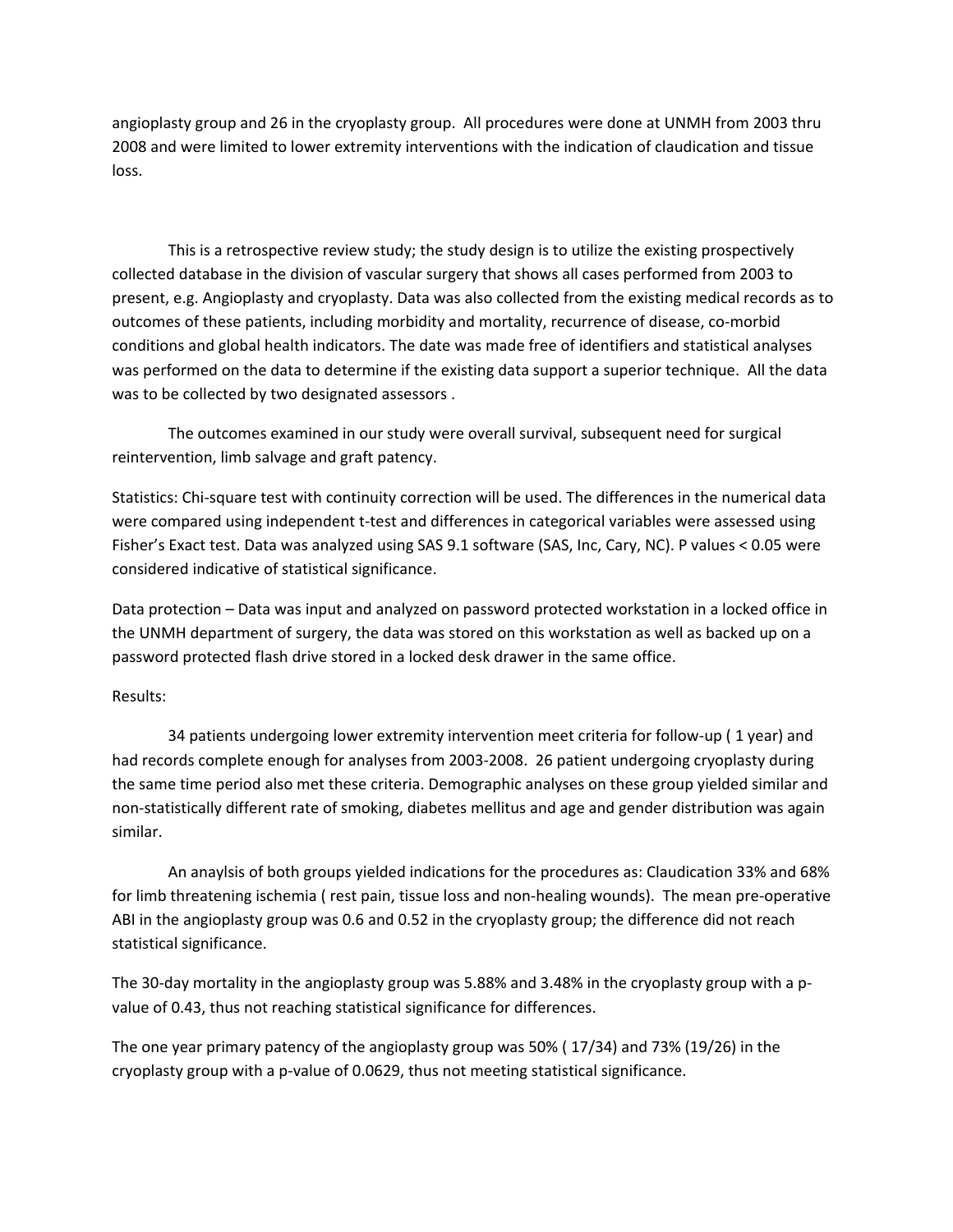angioplasty group and 26 in the cryoplasty group. All procedures were done at UNMH from 2003 thru 2008 and were limited to lower extremity interventions with the indication of claudication and tissue loss.

This is a retrospective review study; the study design is to utilize the existing prospectively collected database in the division of vascular surgery that shows all cases performed from 2003 to present, e.g. Angioplasty and cryoplasty. Data was also collected from the existing medical records as to outcomes of these patients, including morbidity and mortality, recurrence of disease, co-morbid conditions and global health indicators. The date was made free of identifiers and statistical analyses was performed on the data to determine if the existing data support a superior technique. All the data was to be collected by two designated assessors .

The outcomes examined in our study were overall survival, subsequent need for surgical reintervention, limb salvage and graft patency.

Statistics: Chi-square test with continuity correction will be used. The differences in the numerical data were compared using independent t-test and differences in categorical variables were assessed using Fisher's Exact test. Data was analyzed using SAS 9.1 software (SAS, Inc, Cary, NC). P values < 0.05 were considered indicative of statistical significance.

Data protection – Data was input and analyzed on password protected workstation in a locked office in the UNMH department of surgery, the data was stored on this workstation as well as backed up on a password protected flash drive stored in a locked desk drawer in the same office.

Results:

34 patients undergoing lower extremity intervention meet criteria for follow-up ( 1 year) and had records complete enough for analyses from 2003-2008. 26 patient undergoing cryoplasty during the same time period also met these criteria. Demographic analyses on these group yielded similar and non-statistically different rate of smoking, diabetes mellitus and age and gender distribution was again similar.

An anaylsis of both groups yielded indications for the procedures as: Claudication 33% and 68% for limb threatening ischemia ( rest pain, tissue loss and non-healing wounds). The mean pre-operative ABI in the angioplasty group was 0.6 and 0.52 in the cryoplasty group; the difference did not reach statistical significance.

The 30-day mortality in the angioplasty group was 5.88% and 3.48% in the cryoplasty group with a p-value of 0.43, thus not reaching statistical significance for differences.

The one year primary patency of the angioplasty group was 50% ( 17/34) and 73% (19/26) in the cryoplasty group with a p-value of 0.0629, thus not meeting statistical significance.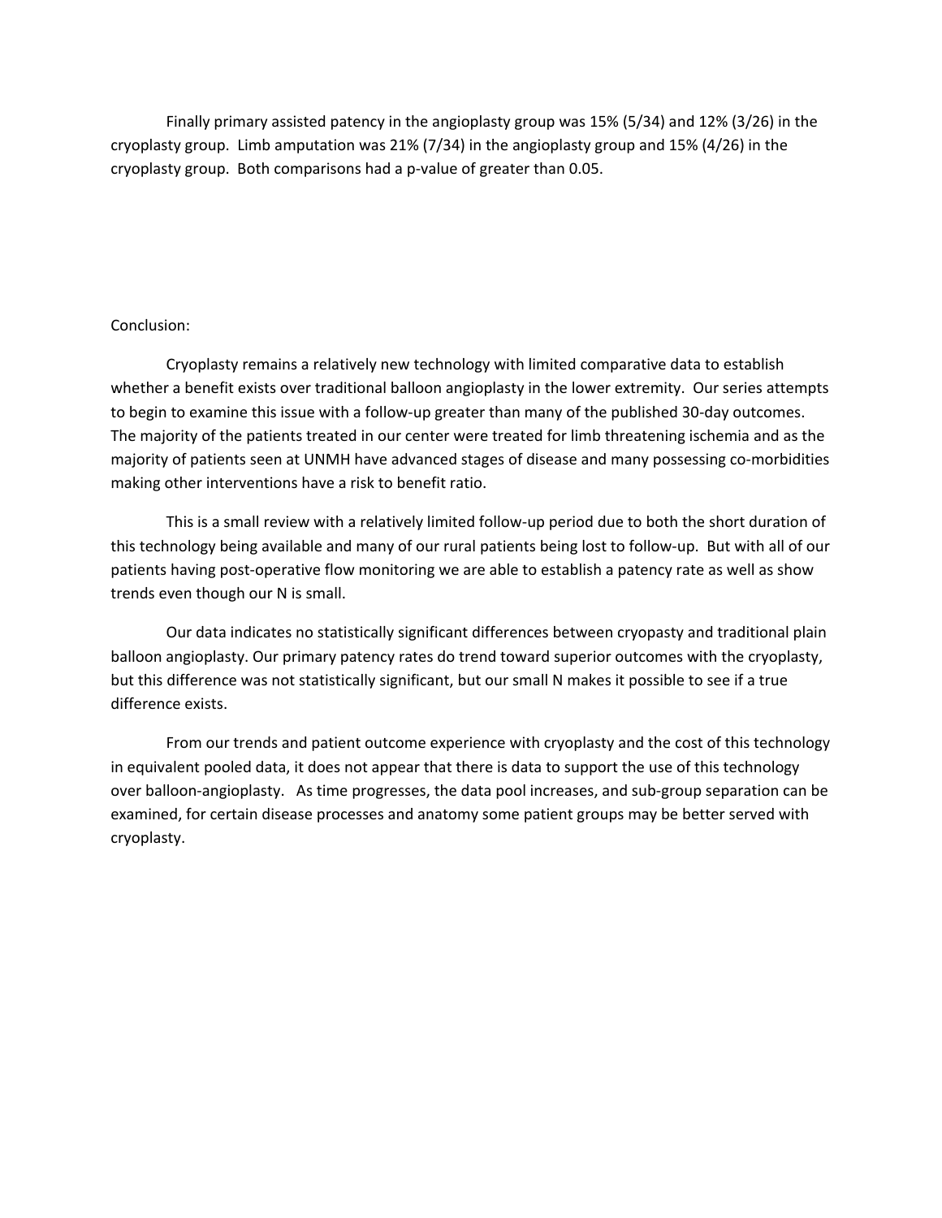Finally primary assisted patency in the angioplasty group was 15% (5/34) and 12% (3/26) in the cryoplasty group. Limb amputation was 21% (7/34) in the angioplasty group and 15% (4/26) in the cryoplasty group. Both comparisons had a p-value of greater than 0.05.

Conclusion:

Cryoplasty remains a relatively new technology with limited comparative data to establish whether a benefit exists over traditional balloon angioplasty in the lower extremity. Our series attempts to begin to examine this issue with a follow-up greater than many of the published 30-day outcomes. The majority of the patients treated in our center were treated for limb threatening ischemia and as the majority of patients seen at UNMH have advanced stages of disease and many possessing co-morbidities making other interventions have a risk to benefit ratio.

This is a small review with a relatively limited follow-up period due to both the short duration of this technology being available and many of our rural patients being lost to follow-up. But with all of our patients having post-operative flow monitoring we are able to establish a patency rate as well as show trends even though our N is small.

Our data indicates no statistically significant differences between cryopasty and traditional plain balloon angioplasty. Our primary patency rates do trend toward superior outcomes with the cryoplasty, but this difference was not statistically significant, but our small N makes it possible to see if a true difference exists.

From our trends and patient outcome experience with cryoplasty and the cost of this technology in equivalent pooled data, it does not appear that there is data to support the use of this technology over balloon-angioplasty. As time progresses, the data pool increases, and sub-group separation can be examined, for certain disease processes and anatomy some patient groups may be better served with cryoplasty.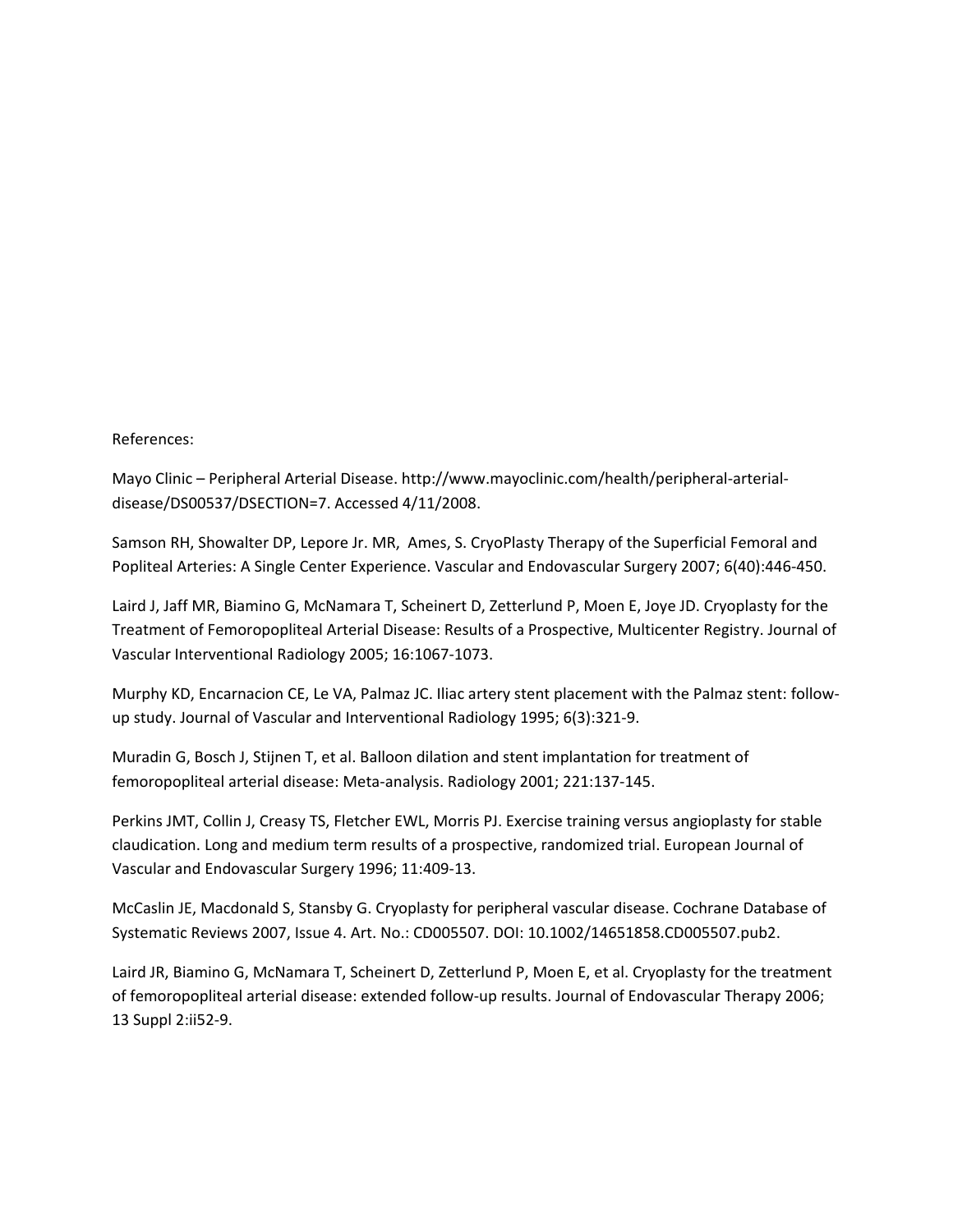References:

Mayo Clinic – Peripheral Arterial Disease. http://www.mayoclinic.com/health/peripheral-arterial-disease/DS00537/DSECTION=7. Accessed 4/11/2008.

Samson RH, Showalter DP, Lepore Jr. MR, Ames, S. CryoPlasty Therapy of the Superficial Femoral and Popliteal Arteries: A Single Center Experience. Vascular and Endovascular Surgery 2007; 6(40):446-450.

Laird J, Jaff MR, Biamino G, McNamara T, Scheinert D, Zetterlund P, Moen E, Joye JD. Cryoplasty for the Treatment of Femoropopliteal Arterial Disease: Results of a Prospective, Multicenter Registry. Journal of Vascular Interventional Radiology 2005; 16:1067-1073.

Murphy KD, Encarnacion CE, Le VA, Palmaz JC. Iliac artery stent placement with the Palmaz stent: follow-up study. Journal of Vascular and Interventional Radiology 1995; 6(3):321-9.

Muradin G, Bosch J, Stijnen T, et al. Balloon dilation and stent implantation for treatment of femoropopliteal arterial disease: Meta-analysis. Radiology 2001; 221:137-145.

Perkins JMT, Collin J, Creasy TS, Fletcher EWL, Morris PJ. Exercise training versus angioplasty for stable claudication. Long and medium term results of a prospective, randomized trial. European Journal of Vascular and Endovascular Surgery 1996; 11:409-13.

McCaslin JE, Macdonald S, Stansby G. Cryoplasty for peripheral vascular disease. Cochrane Database of Systematic Reviews 2007, Issue 4. Art. No.: CD005507. DOI: 10.1002/14651858.CD005507.pub2.

Laird JR, Biamino G, McNamara T, Scheinert D, Zetterlund P, Moen E, et al. Cryoplasty for the treatment of femoropopliteal arterial disease: extended follow-up results. Journal of Endovascular Therapy 2006; 13 Suppl 2:ii52-9.